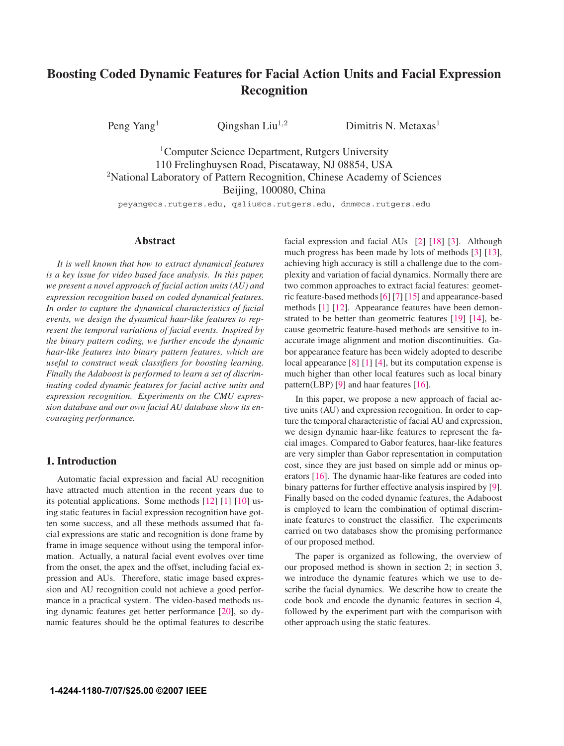# Boosting Coded Dynamic Features for Facial Action Units and Facial Expression Recognition

Peng Yang[1] Qingshan Liu[1,2] Dimitris N. Metaxas[1]

[1]Computer Science Department, Rutgers University
110 Frelinghuysen Road, Piscataway, NJ 08854, USA
[2]National Laboratory of Pattern Recognition, Chinese Academy of Sciences
Beijing, 100080, China

peyang@cs.rutgers.edu, qsliu@cs.rutgers.edu, dnm@cs.rutgers.edu

## Abstract

*It is well known that how to extract dynamical features is a key issue for video based face analysis. In this paper, we present a novel approach of facial action units (AU) and expression recognition based on coded dynamical features. In order to capture the dynamical characteristics of facial events, we design the dynamical haar-like features to represent the temporal variations of facial events. Inspired by the binary pattern coding, we further encode the dynamic haar-like features into binary pattern features, which are useful to construct weak classifiers for boosting learning. Finally the Adaboost is performed to learn a set of discriminating coded dynamic features for facial active units and expression recognition. Experiments on the CMU expression database and our own facial AU database show its encouraging performance.*

## 1. Introduction

Automatic facial expression and facial AU recognition have attracted much attention in the recent years due to its potential applications. Some methods [12] [1] [10] using static features in facial expression recognition have gotten some success, and all these methods assumed that facial expressions are static and recognition is done frame by frame in image sequence without using the temporal information. Actually, a natural facial event evolves over time from the onset, the apex and the offset, including facial expression and AUs. Therefore, static image based expression and AU recognition could not achieve a good performance in a practical system. The video-based methods using dynamic features get better performance [20], so dynamic features should be the optimal features to describe facial expression and facial AUs [2] [18] [3]. Although much progress has been made by lots of methods [3] [13], achieving high accuracy is still a challenge due to the complexity and variation of facial dynamics. Normally there are two common approaches to extract facial features: geometric feature-based methods [6] [7] [15] and appearance-based methods [1] [12]. Appearance features have been demonstrated to be better than geometric features [19] [14], because geometric feature-based methods are sensitive to inaccurate image alignment and motion discontinuities. Gabor appearance feature has been widely adopted to describe local appearance [8] [1] [4], but its computation expense is much higher than other local features such as local binary pattern(LBP) [9] and haar features [16].

In this paper, we propose a new approach of facial active units (AU) and expression recognition. In order to capture the temporal characteristic of facial AU and expression, we design dynamic haar-like features to represent the facial images. Compared to Gabor features, haar-like features are very simpler than Gabor representation in computation cost, since they are just based on simple add or minus operators [16]. The dynamic haar-like features are coded into binary patterns for further effective analysis inspired by [9]. Finally based on the coded dynamic features, the Adaboost is employed to learn the combination of optimal discriminate features to construct the classifier. The experiments carried on two databases show the promising performance of our proposed method.

The paper is organized as following, the overview of our proposed method is shown in section 2; in section 3, we introduce the dynamic features which we use to describe the facial dynamics. We describe how to create the code book and encode the dynamic features in section 4, followed by the experiment part with the comparison with other approach using the static features.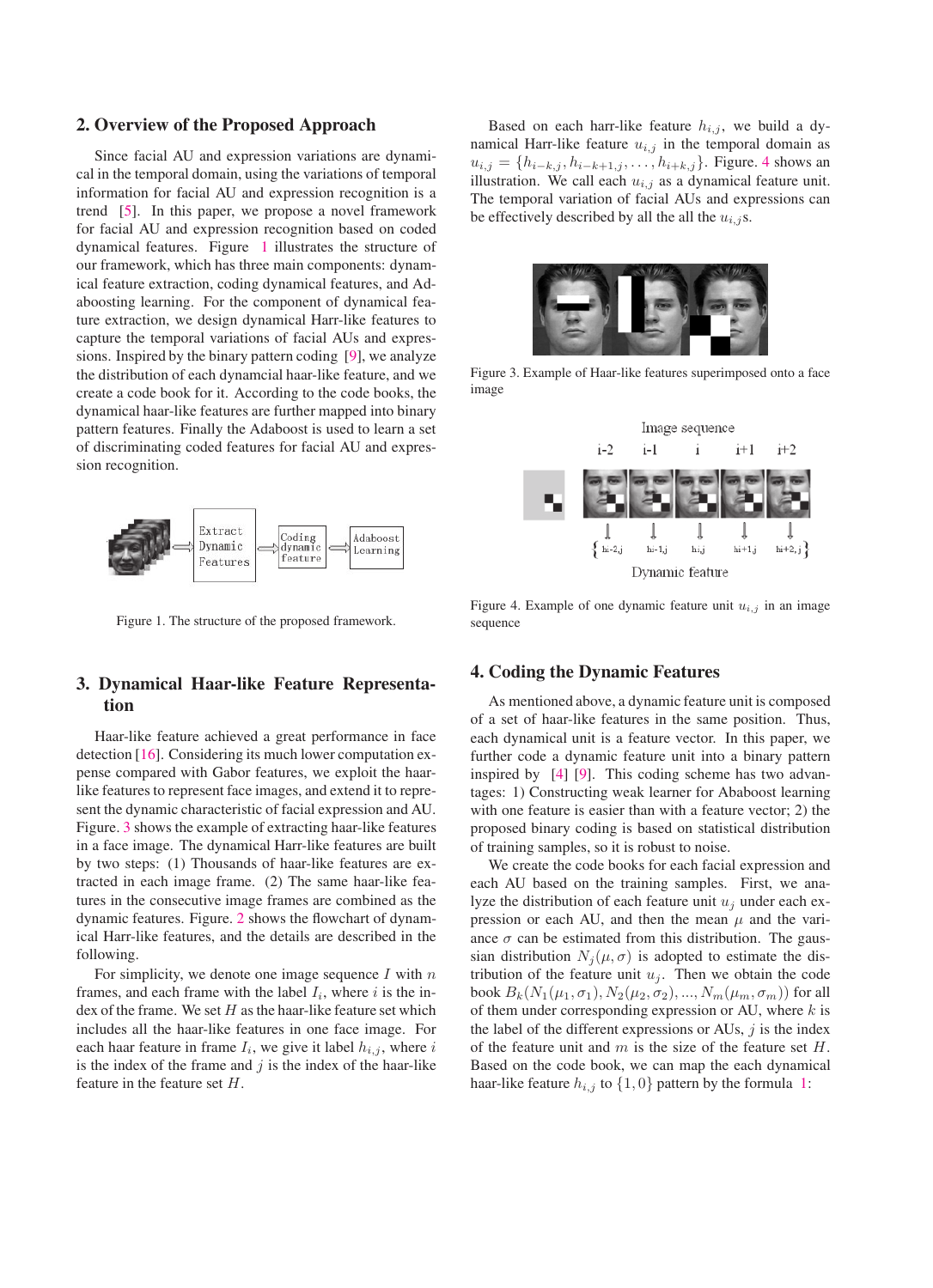## 2. Overview of the Proposed Approach

Since facial AU and expression variations are dynamical in the temporal domain, using the variations of temporal information for facial AU and expression recognition is a trend [5]. In this paper, we propose a novel framework for facial AU and expression recognition based on coded dynamical features. Figure 1 illustrates the structure of our framework, which has three main components: dynamical feature extraction, coding dynamical features, and Adaboosting learning. For the component of dynamical feature extraction, we design dynamical Harr-like features to capture the temporal variations of facial AUs and expressions. Inspired by the binary pattern coding [9], we analyze the distribution of each dynamcial haar-like feature, and we create a code book for it. According to the code books, the dynamical haar-like features are further mapped into binary pattern features. Finally the Adaboost is used to learn a set of discriminating coded features for facial AU and expression recognition.

Figure 1. The structure of the proposed framework.

## 3. Dynamical Haar-like Feature Representation

Haar-like feature achieved a great performance in face detection [16]. Considering its much lower computation expense compared with Gabor features, we exploit the haar-like features to represent face images, and extend it to represent the dynamic characteristic of facial expression and AU. Figure. 3 shows the example of extracting haar-like features in a face image. The dynamical Harr-like features are built by two steps: (1) Thousands of haar-like features are extracted in each image frame. (2) The same haar-like features in the consecutive image frames are combined as the dynamic features. Figure. 2 shows the flowchart of dynamical Harr-like features, and the details are described in the following.

For simplicity, we denote one image sequence $I$ with $n$ frames, and each frame with the label $I_i$, where $i$ is the index of the frame. We set $H$ as the haar-like feature set which includes all the haar-like features in one face image. For each haar feature in frame $I_i$, we give it label $h_{i,j}$, where $i$ is the index of the frame and $j$ is the index of the haar-like feature in the feature set $H$.

Based on each harr-like feature $h_{i,j}$, we build a dynamical Harr-like feature $u_{i,j}$ in the temporal domain as $u_{i,j} = \{h_{i-k,j}, h_{i-k+1,j}, \ldots, h_{i+k,j}\}$. Figure. 4 shows an illustration. We call each $u_{i,j}$ as a dynamical feature unit. The temporal variation of facial AUs and expressions can be effectively described by all the all the $u_{i,j}$s.

Figure 3. Example of Haar-like features superimposed onto a face image

Figure 4. Example of one dynamic feature unit $u_{i,j}$ in an image sequence

## 4. Coding the Dynamic Features

As mentioned above, a dynamic feature unit is composed of a set of haar-like features in the same position. Thus, each dynamical unit is a feature vector. In this paper, we further code a dynamic feature unit into a binary pattern inspired by [4] [9]. This coding scheme has two advantages: 1) Constructing weak learner for Ababoost learning with one feature is easier than with a feature vector; 2) the proposed binary coding is based on statistical distribution of training samples, so it is robust to noise.

We create the code books for each facial expression and each AU based on the training samples. First, we analyze the distribution of each feature unit $u_j$ under each expression or each AU, and then the mean $\mu$ and the variance $\sigma$ can be estimated from this distribution. The gaussian distribution $N_j(\mu, \sigma)$ is adopted to estimate the distribution of the feature unit $u_j$. Then we obtain the code book $B_k(N_1(\mu_1, \sigma_1), N_2(\mu_2, \sigma_2), ..., N_m(\mu_m, \sigma_m))$ for all of them under corresponding expression or AU, where $k$ is the label of the different expressions or AUs, $j$ is the index of the feature unit and $m$ is the size of the feature set $H$. Based on the code book, we can map the each dynamical haar-like feature $h_{i,j}$ to $\{1, 0\}$ pattern by the formula 1: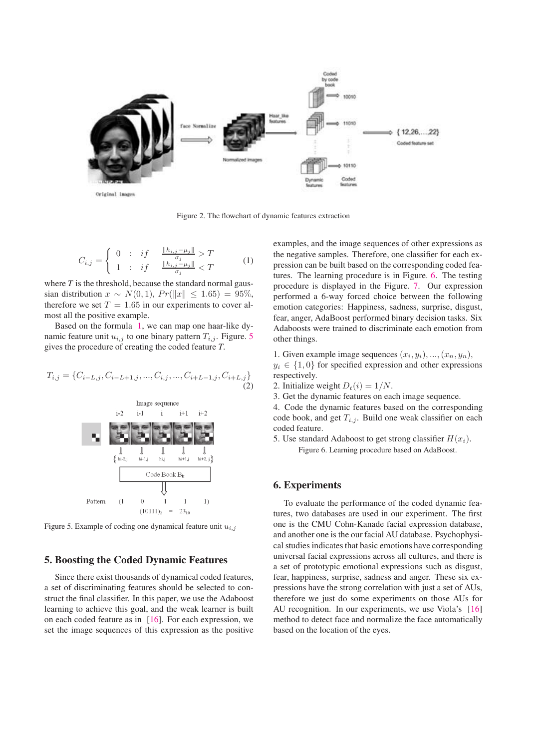Figure 2. The flowchart of dynamic features extraction

$$C_{i,j} = \begin{cases} 0 & : \quad if \quad \frac{\|h_{i,j} - \mu_j\|}{\sigma_j} > T \\ 1 & : \quad if \quad \frac{\|h_{i,j} - \mu_j\|}{\sigma_j} < T \end{cases} \tag{1}$$

where $T$ is the threshold, because the standard normal gaussian distribution $x \sim N(0, 1)$, $Pr(\|x\| \leq 1.65) = 95\%$, therefore we set $T = 1.65$ in our experiments to cover almost all the positive example.

Based on the formula 1, we can map one haar-like dynamic feature unit $u_{i,j}$ to one binary pattern $T_{i,j}$. Figure. 5 gives the procedure of creating the coded feature $T$.

$$T_{i,j} = \{C_{i-L,j}, C_{i-L+1,j}, ..., C_{i,j}, ..., C_{i+L-1,j}, C_{i+L,j}\} \tag{2}$$

Figure 5. Example of coding one dynamical feature unit $u_{i,j}$

## 5. Boosting the Coded Dynamic Features

Since there exist thousands of dynamical coded features, a set of discriminating features should be selected to construct the final classifier. In this paper, we use the Adaboost learning to achieve this goal, and the weak learner is built on each coded feature as in [16]. For each expression, we set the image sequences of this expression as the positive examples, and the image sequences of other expressions as the negative samples. Therefore, one classifier for each expression can be built based on the corresponding coded features. The learning procedure is in Figure. 6. The testing procedure is displayed in the Figure. 7. Our expression performed a 6-way forced choice between the following emotion categories: Happiness, sadness, surprise, disgust, fear, anger, AdaBoost performed binary decision tasks. Six Adaboosts were trained to discriminate each emotion from other things.

1. Given example image sequences $(x_i, y_i), ..., (x_n, y_n)$, $y_i \in \{1, 0\}$ for specified expression and other expressions respectively.
2. Initialize weight $D_t(i) = 1/N$.
3. Get the dynamic features on each image sequence.
4. Code the dynamic features based on the corresponding code book, and get $T_{i,j}$. Build one weak classifier on each coded feature.
5. Use standard Adaboost to get strong classifier $H(x_i)$.

Figure 6. Learning procedure based on AdaBoost.

## 6. Experiments

To evaluate the performance of the coded dynamic features, two databases are used in our experiment. The first one is the CMU Cohn-Kanade facial expression database, and another one is the our facial AU database. Psychophysical studies indicates that basic emotions have corresponding universal facial expressions across all cultures, and there is a set of prototypic emotional expressions such as disgust, fear, happiness, surprise, sadness and anger. These six expressions have the strong correlation with just a set of AUs, therefore we just do some experiments on those AUs for AU recognition. In our experiments, we use Viola's [16] method to detect face and normalize the face automatically based on the location of the eyes.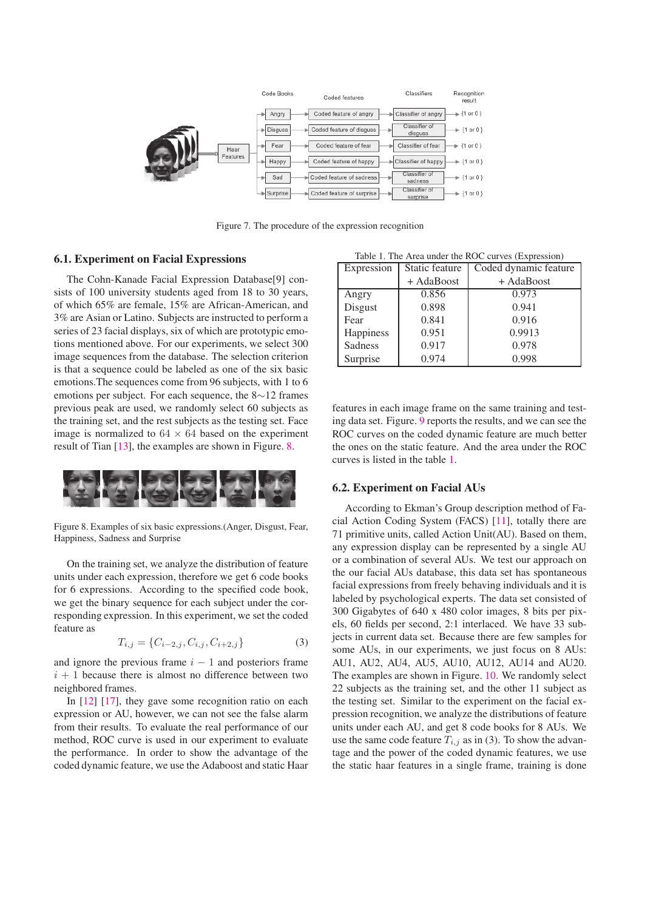Figure 7. The procedure of the expression recognition

## 6.1. Experiment on Facial Expressions

The Cohn-Kanade Facial Expression Database[9] consists of 100 university students aged from 18 to 30 years, of which 65% are female, 15% are African-American, and 3% are Asian or Latino. Subjects are instructed to perform a series of 23 facial displays, six of which are prototypic emotions mentioned above. For our experiments, we select 300 image sequences from the database. The selection criterion is that a sequence could be labeled as one of the six basic emotions.The sequences come from 96 subjects, with 1 to 6 emotions per subject. For each sequence, the 8∼12 frames previous peak are used, we randomly select 60 subjects as the training set, and the rest subjects as the testing set. Face image is normalized to $64 \times 64$ based on the experiment result of Tian [13], the examples are shown in Figure. 8.

Figure 8. Examples of six basic expressions.(Anger, Disgust, Fear, Happiness, Sadness and Surprise

On the training set, we analyze the distribution of feature units under each expression, therefore we get 6 code books for 6 expressions. According to the specified code book, we get the binary sequence for each subject under the corresponding expression. In this experiment, we set the coded feature as

$$T_{i,j} = \{C_{i-2,j}, C_{i,j}, C_{i+2,j}\} \tag{3}$$

and ignore the previous frame $i-1$ and posteriors frame $i+1$ because there is almost no difference between two neighbored frames.

In [12] [17], they gave some recognition ratio on each expression or AU, however, we can not see the false alarm from their results. To evaluate the real performance of our method, ROC curve is used in our experiment to evaluate the performance. In order to show the advantage of the coded dynamic feature, we use the Adaboost and static Haar features in each image frame on the same training and testing data set. Figure. 9 reports the results, and we can see the ROC curves on the coded dynamic feature are much better the ones on the static feature. And the area under the ROC curves is listed in the table 1.

Table 1. The Area under the ROC curves (Expression)

| Expression | Static feature + AdaBoost | Coded dynamic feature + AdaBoost |
|---|---|---|
| Angry | 0.856 | 0.973 |
| Disgust | 0.898 | 0.941 |
| Fear | 0.841 | 0.916 |
| Happiness | 0.951 | 0.9913 |
| Sadness | 0.917 | 0.978 |
| Surprise | 0.974 | 0.998 |

## 6.2. Experiment on Facial AUs

According to Ekman's Group description method of Facial Action Coding System (FACS) [11], totally there are 71 primitive units, called Action Unit(AU). Based on them, any expression display can be represented by a single AU or a combination of several AUs. We test our approach on the our facial AUs database, this data set has spontaneous facial expressions from freely behaving individuals and it is labeled by psychological experts. The data set consisted of 300 Gigabytes of 640 x 480 color images, 8 bits per pixels, 60 fields per second, 2:1 interlaced. We have 33 subjects in current data set. Because there are few samples for some AUs, in our experiments, we just focus on 8 AUs: AU1, AU2, AU4, AU5, AU10, AU12, AU14 and AU20. The examples are shown in Figure. 10. We randomly select 22 subjects as the training set, and the other 11 subject as the testing set. Similar to the experiment on the facial expression recognition, we analyze the distributions of feature units under each AU, and get 8 code books for 8 AUs. We use the same code feature $T_{i,j}$ as in (3). To show the advantage and the power of the coded dynamic features, we use the static haar features in a single frame, training is done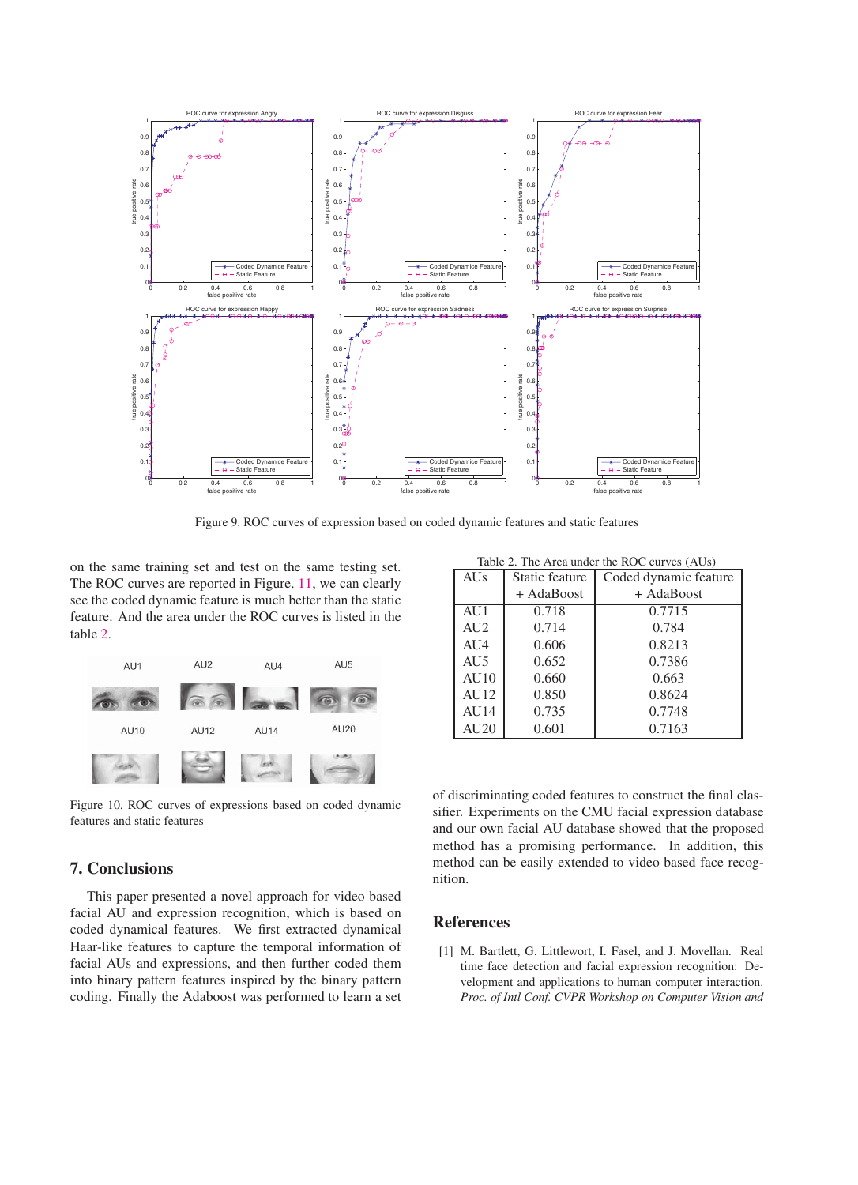Figure 9. ROC curves of expression based on coded dynamic features and static features

on the same training set and test on the same testing set. The ROC curves are reported in Figure. 11, we can clearly see the coded dynamic feature is much better than the static feature. And the area under the ROC curves is listed in the table 2.

Figure 10. ROC curves of expressions based on coded dynamic features and static features

Table 2. The Area under the ROC curves (AUs)

| AUs | Static feature + AdaBoost | Coded dynamic feature + AdaBoost |
|---|---|---|
| AU1 | 0.718 | 0.7715 |
| AU2 | 0.714 | 0.784 |
| AU4 | 0.606 | 0.8213 |
| AU5 | 0.652 | 0.7386 |
| AU10 | 0.660 | 0.663 |
| AU12 | 0.850 | 0.8624 |
| AU14 | 0.735 | 0.7748 |
| AU20 | 0.601 | 0.7163 |

## 7. Conclusions

This paper presented a novel approach for video based facial AU and expression recognition, which is based on coded dynamical features. We first extracted dynamical Haar-like features to capture the temporal information of facial AUs and expressions, and then further coded them into binary pattern features inspired by the binary pattern coding. Finally the Adaboost was performed to learn a set of discriminating coded features to construct the final classifier. Experiments on the CMU facial expression database and our own facial AU database showed that the proposed method has a promising performance. In addition, this method can be easily extended to video based face recognition.

## References

[1] M. Bartlett, G. Littlewort, I. Fasel, and J. Movellan. Real time face detection and facial expression recognition: Development and applications to human computer interaction. *Proc. of Intl Conf. CVPR Workshop on Computer Vision and*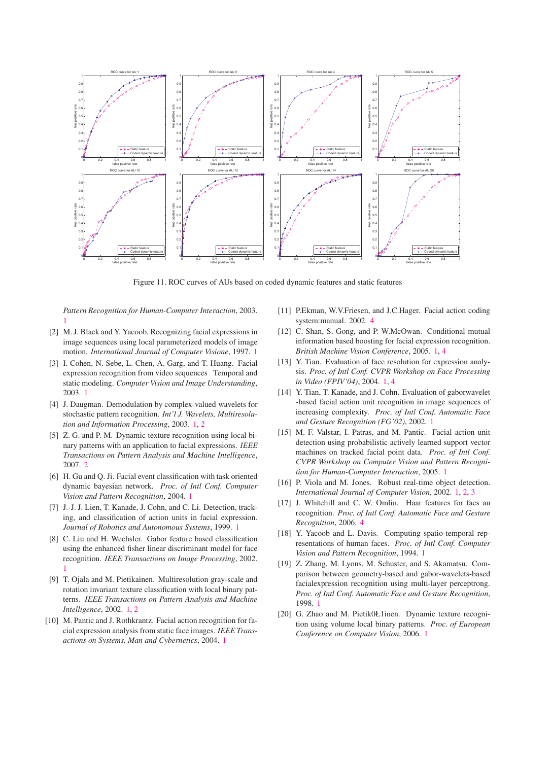ROC curve for AU 1

ROC curve for AU 2

ROC curve for AU 4

ROC curve for AU 5

ROC curve for AU 10

ROC curve for AU 12

ROC curve for AU 14

ROC curve for AU 20

true positive rate

false positive rate

Static feature

Coded dynamic feature

Figure 11. ROC curves of AUs based on coded dynamic features and static features

*Pattern Recognition for Human-Computer Interaction*, 2003. 1

[2] M. J. Black and Y. Yacoob. Recognizing facial expressions in image sequences using local parameterized models of image motion. *International Journal of Computer Visione*, 1997. 1

[3] I. Cohen, N. Sebe, L. Chen, A. Garg, and T. Huang. Facial expression recognition from video sequences Temporal and static modeling. *Computer Vision and Image Understanding*, 2003. 1

[4] J. Daugman. Demodulation by complex-valued wavelets for stochastic pattern recognition. *Int'l J. Wavelets, Multiresolution and Information Processing*, 2003. 1, 2

[5] Z. G. and P. M. Dynamic texture recognition using local binary patterns with an application to facial expressions. *IEEE Transactions on Pattern Analysis and Machine Intelligence*, 2007. 2

[6] H. Gu and Q. Ji. Facial event classification with task oriented dynamic bayesian network. *Proc. of Intl Conf. Computer Vision and Pattern Recognition*, 2004. 1

[7] J.-J. J. Lien, T. Kanade, J. Cohn, and C. Li. Detection, tracking, and classification of action units in facial expression. *Journal of Robotics and Autonomous Systems*, 1999. 1

[8] C. Liu and H. Wechsler. Gabor feature based classification using the enhanced fisher linear discriminant model for face recognition. *IEEE Transactions on Image Processing*, 2002. 1

[9] T. Ojala and M. Pietikainen. Multiresolution gray-scale and rotation invariant texture classification with local binary patterns. *IEEE Transactions on Pattern Analysis and Machine Intelligence*, 2002. 1, 2

[10] M. Pantic and J. Rothkrantz. Facial action recognition for facial expression analysis from static face images. *IEEE Transactions on Systems, Man and Cybernetics*, 2004. 1

[11] P.Ekman, W.V.Friesen, and J.C.Hager. Facial action coding system:manual. 2002. 4

[12] C. Shan, S. Gong, and P. W.McOwan. Conditional mutual information based boosting for facial expression recognition. *British Machine Vision Conference*, 2005. 1, 4

[13] Y. Tian. Evaluation of face resolution for expression analysis. *Proc. of Intl Conf. CVPR Workshop on Face Processing in Video (FPIV'04)*, 2004. 1, 4

[14] Y. Tian, T. Kanade, and J. Cohn. Evaluation of gaborwavelet -based facial action unit recognition in image sequences of increasing complexity. *Proc. of Intl Conf. Automatic Face and Gesture Recognition (FG'02)*, 2002. 1

[15] M. F. Valstar, I. Patras, and M. Pantic. Facial action unit detection using probabilistic actively learned support vector machines on tracked facial point data. *Proc. of Intl Conf. CVPR Workshop on Computer Vision and Pattern Recognition for Human-Computer Interaction*, 2005. 1

[16] P. Viola and M. Jones. Robust real-time object detection. *International Journal of Computer Vision*, 2002. 1, 2, 3

[17] J. Whitehill and C. W. Omlin. Haar features for facs au recognition. *Proc. of Intl Conf. Automatic Face and Gesture Recognition*, 2006. 4

[18] Y. Yacoob and L. Davis. Computing spatio-temporal representations of human faces. *Proc. of Intl Conf. Computer Vision and Pattern Recognition*, 1994. 1

[19] Z. Zhang, M. Lyons, M. Schuster, and S. Akamatsu. Comparison between geometry-based and gabor-wavelets-based facialexpression recognition using multi-layer perceptrong. *Proc. of Intl Conf. Automatic Face and Gesture Recognition*, 1998. 1

[20] G. Zhao and M. Pietik0Ł1inen. Dynamic texture recognition using volume local binary patterns. *Proc. of European Conference on Computer Vision*, 2006. 1